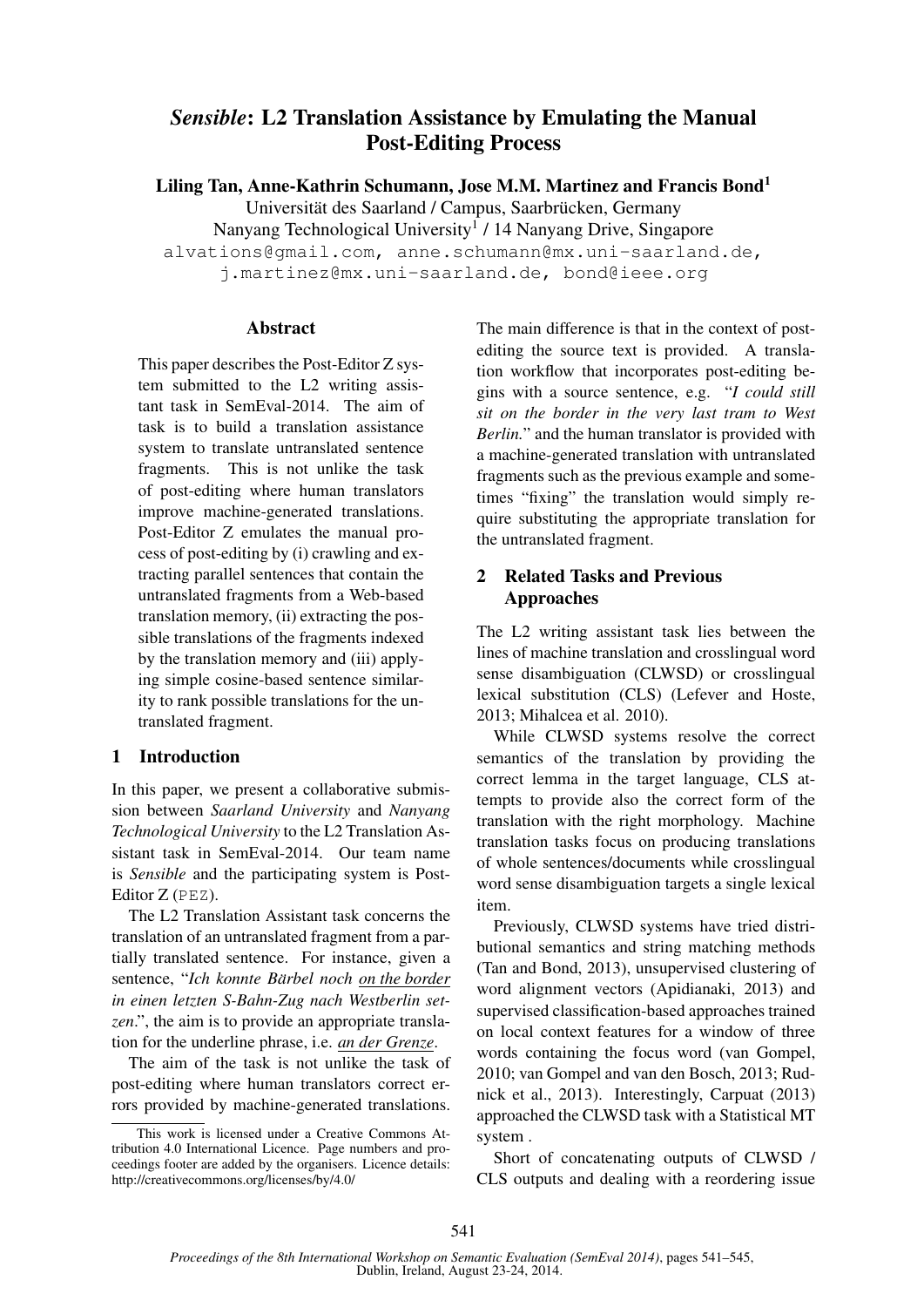# *Sensible*: L2 Translation Assistance by Emulating the Manual Post-Editing Process

**Liling Tan, Anne-Kathrin Schumann, Jose M.M. Martinez and Francis Bond[1]**

Universität des Saarland / Campus, Saarbrücken, Germany

Nanyang Technological University[1] / 14 Nanyang Drive, Singapore

alvations@gmail.com, anne.schumann@mx.uni-saarland.de,
j.martinez@mx.uni-saarland.de, bond@ieee.org

## Abstract

This paper describes the Post-Editor Z system submitted to the L2 writing assistant task in SemEval-2014. The aim of task is to build a translation assistance system to translate untranslated sentence fragments. This is not unlike the task of post-editing where human translators improve machine-generated translations. Post-Editor Z emulates the manual process of post-editing by (i) crawling and extracting parallel sentences that contain the untranslated fragments from a Web-based translation memory, (ii) extracting the possible translations of the fragments indexed by the translation memory and (iii) applying simple cosine-based sentence similarity to rank possible translations for the untranslated fragment.

## 1 Introduction

In this paper, we present a collaborative submission between *Saarland University* and *Nanyang Technological University* to the L2 Translation Assistant task in SemEval-2014. Our team name is *Sensible* and the participating system is Post-Editor Z (PEZ).

The L2 Translation Assistant task concerns the translation of an untranslated fragment from a partially translated sentence. For instance, given a sentence, "*Ich konnte Bärbel noch <u>on the border</u> in einen letzten S-Bahn-Zug nach Westberlin setzen*.", the aim is to provide an appropriate translation for the underline phrase, i.e. *<u>an der Grenze</u>*.

The aim of the task is not unlike the task of post-editing where human translators correct errors provided by machine-generated translations. The main difference is that in the context of post-editing the source text is provided. A translation workflow that incorporates post-editing begins with a source sentence, e.g. "*I could still sit on the border in the very last tram to West Berlin.*" and the human translator is provided with a machine-generated translation with untranslated fragments such as the previous example and sometimes "fixing" the translation would simply require substituting the appropriate translation for the untranslated fragment.

## 2 Related Tasks and Previous Approaches

The L2 writing assistant task lies between the lines of machine translation and crosslingual word sense disambiguation (CLWSD) or crosslingual lexical substitution (CLS) (Lefever and Hoste, 2013; Mihalcea et al. 2010).

While CLWSD systems resolve the correct semantics of the translation by providing the correct lemma in the target language, CLS attempts to provide also the correct form of the translation with the right morphology. Machine translation tasks focus on producing translations of whole sentences/documents while crosslingual word sense disambiguation targets a single lexical item.

Previously, CLWSD systems have tried distributional semantics and string matching methods (Tan and Bond, 2013), unsupervised clustering of word alignment vectors (Apidianaki, 2013) and supervised classification-based approaches trained on local context features for a window of three words containing the focus word (van Gompel, 2010; van Gompel and van den Bosch, 2013; Rudnick et al., 2013). Interestingly, Carpuat (2013) approached the CLWSD task with a Statistical MT system .

Short of concatenating outputs of CLWSD / CLS outputs and dealing with a reordering issue

This work is licensed under a Creative Commons Attribution 4.0 International Licence. Page numbers and proceedings footer are added by the organisers. Licence details: http://creativecommons.org/licenses/by/4.0/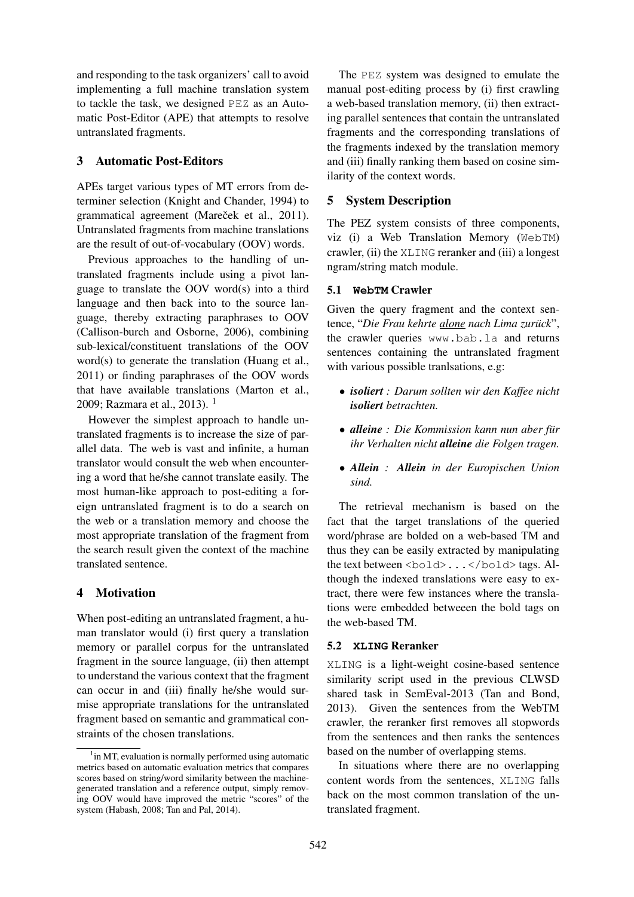and responding to the task organizers' call to avoid implementing a full machine translation system to tackle the task, we designed PEZ as an Automatic Post-Editor (APE) that attempts to resolve untranslated fragments.

## 3 Automatic Post-Editors

APEs target various types of MT errors from determiner selection (Knight and Chander, 1994) to grammatical agreement (Mareček et al., 2011). Untranslated fragments from machine translations are the result of out-of-vocabulary (OOV) words.

Previous approaches to the handling of untranslated fragments include using a pivot language to translate the OOV word(s) into a third language and then back into to the source language, thereby extracting paraphrases to OOV (Callison-burch and Osborne, 2006), combining sub-lexical/constituent translations of the OOV word(s) to generate the translation (Huang et al., 2011) or finding paraphrases of the OOV words that have available translations (Marton et al., 2009; Razmara et al., 2013). [1]

However the simplest approach to handle untranslated fragments is to increase the size of parallel data. The web is vast and infinite, a human translator would consult the web when encountering a word that he/she cannot translate easily. The most human-like approach to post-editing a foreign untranslated fragment is to do a search on the web or a translation memory and choose the most appropriate translation of the fragment from the search result given the context of the machine translated sentence.

## 4 Motivation

When post-editing an untranslated fragment, a human translator would (i) first query a translation memory or parallel corpus for the untranslated fragment in the source language, (ii) then attempt to understand the various context that the fragment can occur in and (iii) finally he/she would surmise appropriate translations for the untranslated fragment based on semantic and grammatical constraints of the chosen translations.

[1] in MT, evaluation is normally performed using automatic metrics based on automatic evaluation metrics that compares scores based on string/word similarity between the machine-generated translation and a reference output, simply removing OOV would have improved the metric "scores" of the system (Habash, 2008; Tan and Pal, 2014).

The PEZ system was designed to emulate the manual post-editing process by (i) first crawling a web-based translation memory, (ii) then extracting parallel sentences that contain the untranslated fragments and the corresponding translations of the fragments indexed by the translation memory and (iii) finally ranking them based on cosine similarity of the context words.

## 5 System Description

The PEZ system consists of three components, viz (i) a Web Translation Memory (WebTM) crawler, (ii) the XLING reranker and (iii) a longest ngram/string match module.

### 5.1 WebTM Crawler

Given the query fragment and the context sentence, "*Die Frau kehrte alone nach Lima zurück*", the crawler queries www.bab.la and returns sentences containing the untranslated fragment with various possible tranlsations, e.g:

- ***isoliert** : Darum sollten wir den Kaffee nicht **isoliert** betrachten.*
- ***alleine** : Die Kommission kann nun aber für ihr Verhalten nicht **alleine** die Folgen tragen.*
- ***Allein** : **Allein** in der Europischen Union sind.*

The retrieval mechanism is based on the fact that the target translations of the queried word/phrase are bolded on a web-based TM and thus they can be easily extracted by manipulating the text between <bold>...</bold> tags. Although the indexed translations were easy to extract, there were few instances where the translations were embedded betweeen the bold tags on the web-based TM.

### 5.2 XLING Reranker

XLING is a light-weight cosine-based sentence similarity script used in the previous CLWSD shared task in SemEval-2013 (Tan and Bond, 2013). Given the sentences from the WebTM crawler, the reranker first removes all stopwords from the sentences and then ranks the sentences based on the number of overlapping stems.

In situations where there are no overlapping content words from the sentences, XLING falls back on the most common translation of the untranslated fragment.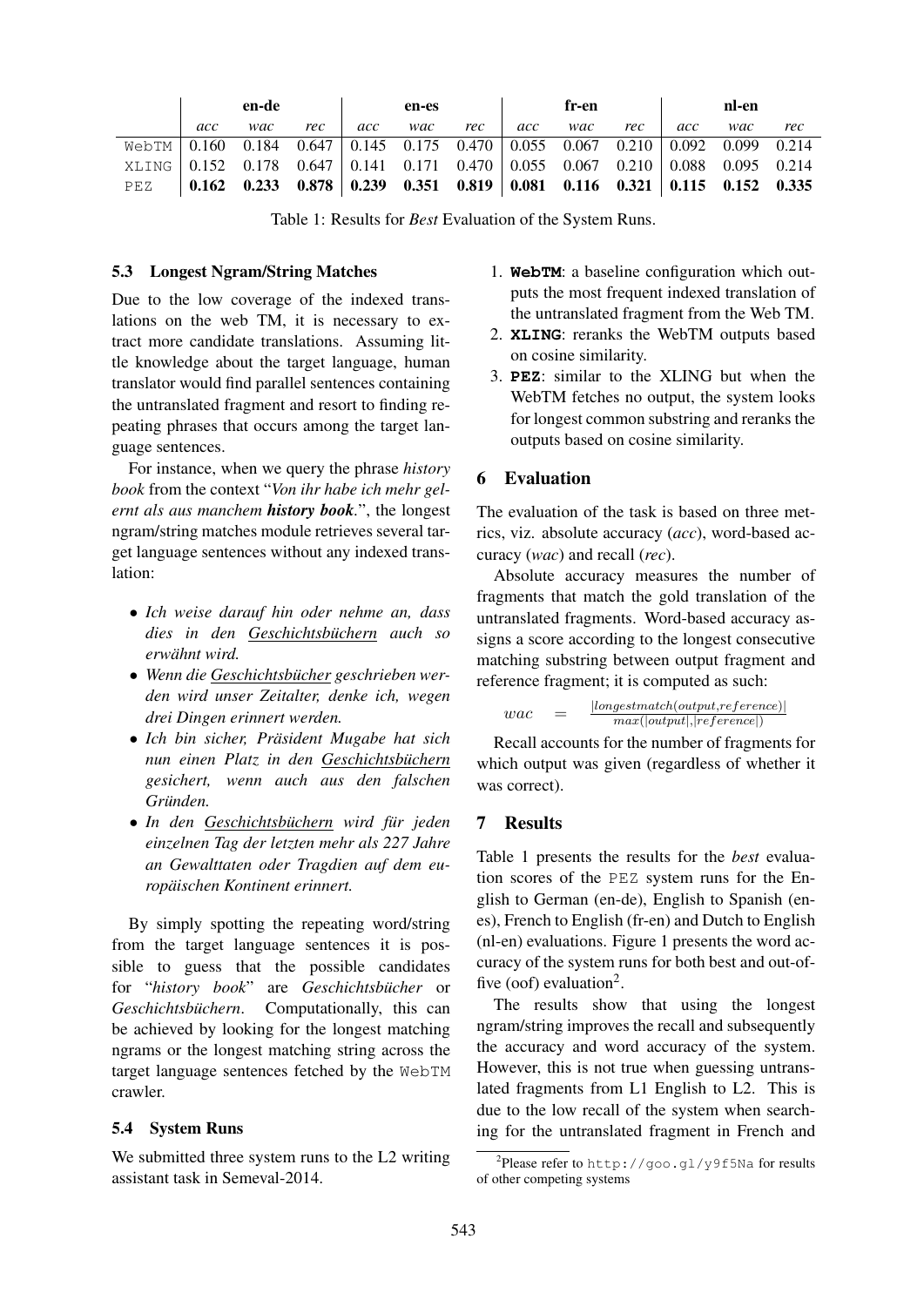| | en-de | | | en-es | | | fr-en | | | nl-en | | |
|---|---|---|---|---|---|---|---|---|---|---|---|---|
| | *acc* | *wac* | *rec* | *acc* | *wac* | *rec* | *acc* | *wac* | *rec* | *acc* | *wac* | *rec* |
| WebTM | 0.160 | 0.184 | 0.647 | 0.145 | 0.175 | 0.470 | 0.055 | 0.067 | 0.210 | 0.092 | 0.099 | 0.214 |
| XLING | 0.152 | 0.178 | 0.647 | 0.141 | 0.171 | 0.470 | 0.055 | 0.067 | 0.210 | 0.088 | 0.095 | 0.214 |
| PEZ | **0.162** | **0.233** | **0.878** | **0.239** | **0.351** | **0.819** | **0.081** | **0.116** | **0.321** | **0.115** | **0.152** | **0.335** |

Table 1: Results for *Best* Evaluation of the System Runs.

### 5.3 Longest Ngram/String Matches

Due to the low coverage of the indexed translations on the web TM, it is necessary to extract more candidate translations. Assuming little knowledge about the target language, human translator would find parallel sentences containing the untranslated fragment and resort to finding repeating phrases that occurs among the target language sentences.

For instance, when we query the phrase *history book* from the context "*Von ihr habe ich mehr gelernt als aus manchem **history book**.*", the longest ngram/string matches module retrieves several target language sentences without any indexed translation:

- *Ich weise darauf hin oder nehme an, dass dies in den Geschichtsbüchern auch so erwähnt wird.*
- *Wenn die Geschichtsbücher geschrieben werden wird unser Zeitalter, denke ich, wegen drei Dingen erinnert werden.*
- *Ich bin sicher, Präsident Mugabe hat sich nun einen Platz in den Geschichtsbüchern gesichert, wenn auch aus den falschen Gründen.*
- *In den Geschichtsbüchern wird für jeden einzelnen Tag der letzten mehr als 227 Jahre an Gewalttaten oder Tragdien auf dem europäischen Kontinent erinnert.*

By simply spotting the repeating word/string from the target language sentences it is possible to guess that the possible candidates for "*history book*" are *Geschichtsbücher* or *Geschichtsbüchern*. Computationally, this can be achieved by looking for the longest matching ngrams or the longest matching string across the target language sentences fetched by the WebTM crawler.

### 5.4 System Runs

We submitted three system runs to the L2 writing assistant task in Semeval-2014.

1. **WebTM**: a baseline configuration which outputs the most frequent indexed translation of the untranslated fragment from the Web TM.
2. **XLING**: reranks the WebTM outputs based on cosine similarity.
3. **PEZ**: similar to the XLING but when the WebTM fetches no output, the system looks for longest common substring and reranks the outputs based on cosine similarity.

## 6 Evaluation

The evaluation of the task is based on three metrics, viz. absolute accuracy (*acc*), word-based accuracy (*wac*) and recall (*rec*).

Absolute accuracy measures the number of fragments that match the gold translation of the untranslated fragments. Word-based accuracy assigns a score according to the longest consecutive matching substring between output fragment and reference fragment; it is computed as such:

$$wac = \frac{|longestmatch(output, reference)|}{max(|output|, |reference|)}$$

Recall accounts for the number of fragments for which output was given (regardless of whether it was correct).

## 7 Results

Table 1 presents the results for the *best* evaluation scores of the PEZ system runs for the English to German (en-de), English to Spanish (en-es), French to English (fr-en) and Dutch to English (nl-en) evaluations. Figure 1 presents the word accuracy of the system runs for both best and out-of-five (oof) evaluation[2].

The results show that using the longest ngram/string improves the recall and subsequently the accuracy and word accuracy of the system. However, this is not true when guessing untranslated fragments from L1 English to L2. This is due to the low recall of the system when searching for the untranslated fragment in French and

[2] Please refer to http://goo.gl/y9f5Na for results of other competing systems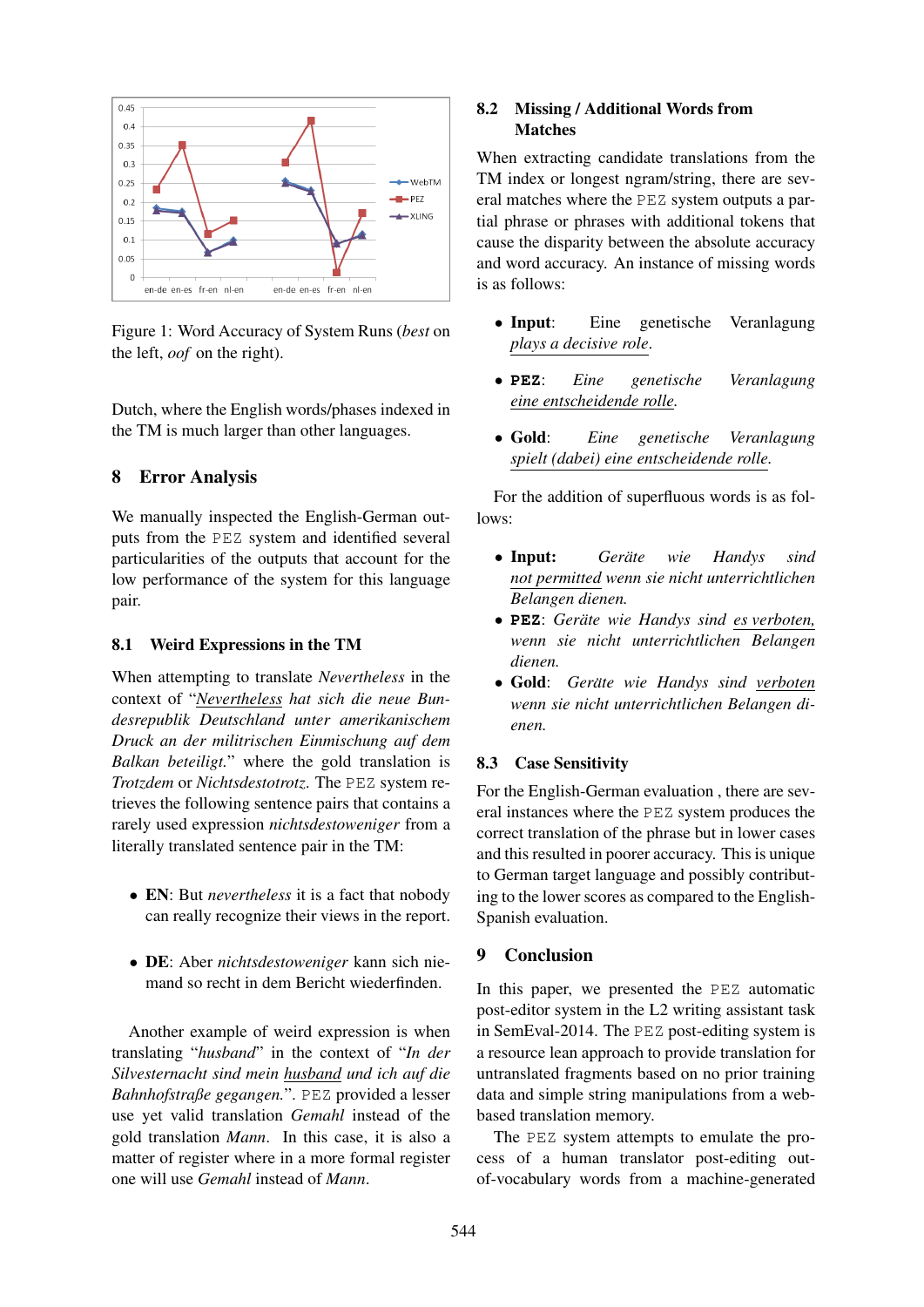Figure 1: Word Accuracy of System Runs (*best* on the left, *oof* on the right).

Dutch, where the English words/phases indexed in the TM is much larger than other languages.

## 8 Error Analysis

We manually inspected the English-German outputs from the PEZ system and identified several particularities of the outputs that account for the low performance of the system for this language pair.

### 8.1 Weird Expressions in the TM

When attempting to translate *Nevertheless* in the context of "*Nevertheless hat sich die neue Bundesrepublik Deutschland unter amerikanischem Druck an der militrischen Einmischung auf dem Balkan beteiligt.*" where the gold translation is *Trotzdem* or *Nichtsdestotrotz*. The PEZ system retrieves the following sentence pairs that contains a rarely used expression *nichtsdestoweniger* from a literally translated sentence pair in the TM:

- **EN**: But *nevertheless* it is a fact that nobody can really recognize their views in the report.
- **DE**: Aber *nichtsdestoweniger* kann sich niemand so recht in dem Bericht wiederfinden.

Another example of weird expression is when translating "*husband*" in the context of "*In der Silvesternacht sind mein husband und ich auf die Bahnhofstraße gegangen.*". PEZ provided a lesser use yet valid translation *Gemahl* instead of the gold translation *Mann*. In this case, it is also a matter of register where in a more formal register one will use *Gemahl* instead of *Mann*.

### 8.2 Missing / Additional Words from Matches

When extracting candidate translations from the TM index or longest ngram/string, there are several matches where the PEZ system outputs a partial phrase or phrases with additional tokens that cause the disparity between the absolute accuracy and word accuracy. An instance of missing words is as follows:

- **Input**: Eine genetische Veranlagung plays a decisive role.
- **PEZ**: *Eine genetische Veranlagung eine entscheidende rolle.*
- **Gold**: *Eine genetische Veranlagung spielt (dabei) eine entscheidende rolle.*

For the addition of superfluous words is as follows:

- **Input:** *Geräte wie Handys sind not permitted wenn sie nicht unterrichtlichen Belangen dienen.*
- **PEZ**: *Geräte wie Handys sind es verboten, wenn sie nicht unterrichtlichen Belangen dienen.*
- **Gold**: *Geräte wie Handys sind verboten wenn sie nicht unterrichtlichen Belangen dienen.*

### 8.3 Case Sensitivity

For the English-German evaluation , there are several instances where the PEZ system produces the correct translation of the phrase but in lower cases and this resulted in poorer accuracy. This is unique to German target language and possibly contributing to the lower scores as compared to the English-Spanish evaluation.

## 9 Conclusion

In this paper, we presented the PEZ automatic post-editor system in the L2 writing assistant task in SemEval-2014. The PEZ post-editing system is a resource lean approach to provide translation for untranslated fragments based on no prior training data and simple string manipulations from a web-based translation memory.

The PEZ system attempts to emulate the process of a human translator post-editing out-of-vocabulary words from a machine-generated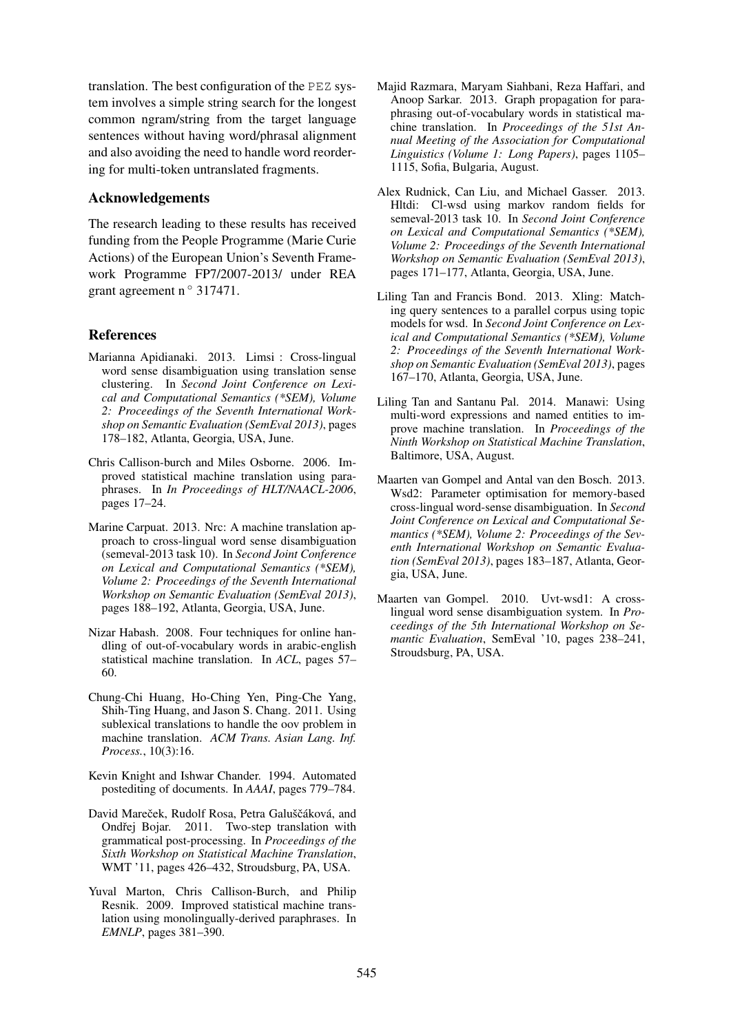translation. The best configuration of the PEZ system involves a simple string search for the longest common ngram/string from the target language sentences without having word/phrasal alignment and also avoiding the need to handle word reordering for multi-token untranslated fragments.

## Acknowledgements

The research leading to these results has received funding from the People Programme (Marie Curie Actions) of the European Union's Seventh Framework Programme FP7/2007-2013/ under REA grant agreement n ° 317471.

## References

Marianna Apidianaki. 2013. Limsi : Cross-lingual word sense disambiguation using translation sense clustering. In *Second Joint Conference on Lexical and Computational Semantics (*SEM), Volume 2: Proceedings of the Seventh International Workshop on Semantic Evaluation (SemEval 2013)*, pages 178–182, Atlanta, Georgia, USA, June.

Chris Callison-burch and Miles Osborne. 2006. Improved statistical machine translation using paraphrases. In *In Proceedings of HLT/NAACL-2006*, pages 17–24.

Marine Carpuat. 2013. Nrc: A machine translation approach to cross-lingual word sense disambiguation (semeval-2013 task 10). In *Second Joint Conference on Lexical and Computational Semantics (*SEM), Volume 2: Proceedings of the Seventh International Workshop on Semantic Evaluation (SemEval 2013)*, pages 188–192, Atlanta, Georgia, USA, June.

Nizar Habash. 2008. Four techniques for online handling of out-of-vocabulary words in arabic-english statistical machine translation. In *ACL*, pages 57–60.

Chung-Chi Huang, Ho-Ching Yen, Ping-Che Yang, Shih-Ting Huang, and Jason S. Chang. 2011. Using sublexical translations to handle the oov problem in machine translation. *ACM Trans. Asian Lang. Inf. Process.*, 10(3):16.

Kevin Knight and Ishwar Chander. 1994. Automated postediting of documents. In *AAAI*, pages 779–784.

David Mareček, Rudolf Rosa, Petra Galuščáková, and Ondřej Bojar. 2011. Two-step translation with grammatical post-processing. In *Proceedings of the Sixth Workshop on Statistical Machine Translation*, WMT '11, pages 426–432, Stroudsburg, PA, USA.

Yuval Marton, Chris Callison-Burch, and Philip Resnik. 2009. Improved statistical machine translation using monolingually-derived paraphrases. In *EMNLP*, pages 381–390.

Majid Razmara, Maryam Siahbani, Reza Haffari, and Anoop Sarkar. 2013. Graph propagation for paraphrasing out-of-vocabulary words in statistical machine translation. In *Proceedings of the 51st Annual Meeting of the Association for Computational Linguistics (Volume 1: Long Papers)*, pages 1105–1115, Sofia, Bulgaria, August.

Alex Rudnick, Can Liu, and Michael Gasser. 2013. Hltdi: Cl-wsd using markov random fields for semeval-2013 task 10. In *Second Joint Conference on Lexical and Computational Semantics (*SEM), Volume 2: Proceedings of the Seventh International Workshop on Semantic Evaluation (SemEval 2013)*, pages 171–177, Atlanta, Georgia, USA, June.

Liling Tan and Francis Bond. 2013. Xling: Matching query sentences to a parallel corpus using topic models for wsd. In *Second Joint Conference on Lexical and Computational Semantics (*SEM), Volume 2: Proceedings of the Seventh International Workshop on Semantic Evaluation (SemEval 2013)*, pages 167–170, Atlanta, Georgia, USA, June.

Liling Tan and Santanu Pal. 2014. Manawi: Using multi-word expressions and named entities to improve machine translation. In *Proceedings of the Ninth Workshop on Statistical Machine Translation*, Baltimore, USA, August.

Maarten van Gompel and Antal van den Bosch. 2013. Wsd2: Parameter optimisation for memory-based cross-lingual word-sense disambiguation. In *Second Joint Conference on Lexical and Computational Semantics (*SEM), Volume 2: Proceedings of the Seventh International Workshop on Semantic Evaluation (SemEval 2013)*, pages 183–187, Atlanta, Georgia, USA, June.

Maarten van Gompel. 2010. Uvt-wsd1: A cross-lingual word sense disambiguation system. In *Proceedings of the 5th International Workshop on Semantic Evaluation*, SemEval '10, pages 238–241, Stroudsburg, PA, USA.